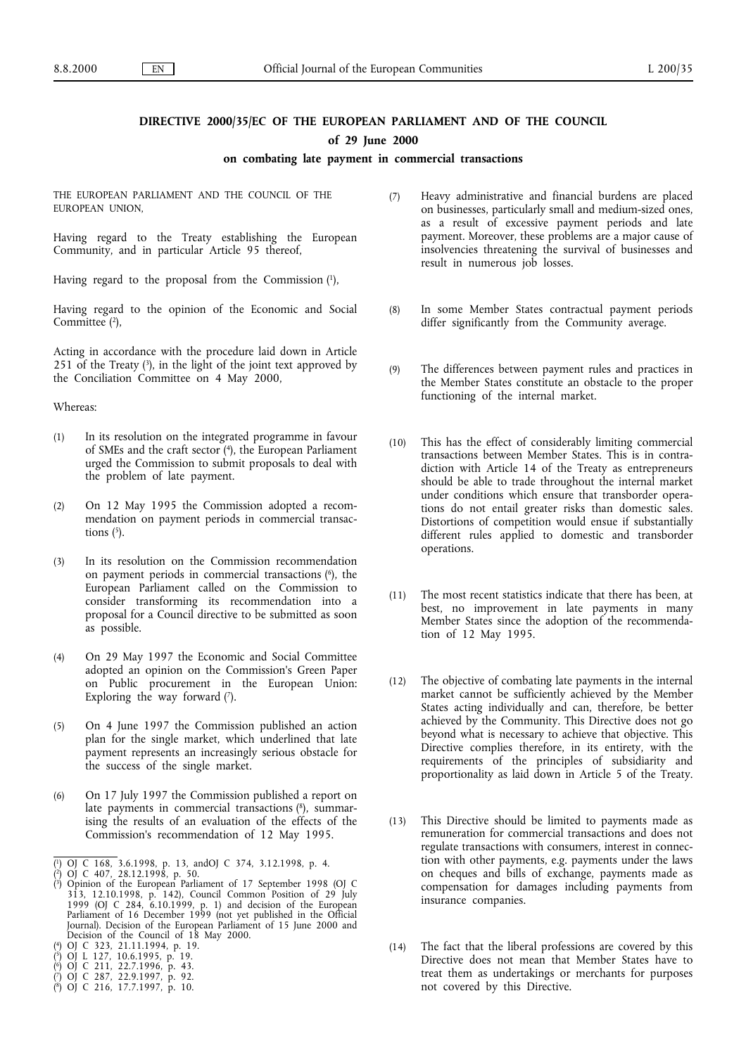# DIRECTIVE 2000/35/EC OF THE EUROPEAN PARLIAMENT AND OF THE COUNCIL

## of 29 June 2000

## on combating late payment in commercial transactions

THE EUROPEAN PARLIAMENT AND THE COUNCIL OF THE EUROPEAN UNION,

Having regard to the Treaty establishing the European Community, and in particular Article 95 thereof,

Having regard to the proposal from the Commission [1],

Having regard to the opinion of the Economic and Social Committee [2],

Acting in accordance with the procedure laid down in Article 251 of the Treaty [3], in the light of the joint text approved by the Conciliation Committee on 4 May 2000,

Whereas:

(1) In its resolution on the integrated programme in favour of SMEs and the craft sector [4], the European Parliament urged the Commission to submit proposals to deal with the problem of late payment.

(2) On 12 May 1995 the Commission adopted a recommendation on payment periods in commercial transactions [5].

(3) In its resolution on the Commission recommendation on payment periods in commercial transactions [6], the European Parliament called on the Commission to consider transforming its recommendation into a proposal for a Council directive to be submitted as soon as possible.

(4) On 29 May 1997 the Economic and Social Committee adopted an opinion on the Commission's Green Paper on Public procurement in the European Union: Exploring the way forward [7].

(5) On 4 June 1997 the Commission published an action plan for the single market, which underlined that late payment represents an increasingly serious obstacle for the success of the single market.

(6) On 17 July 1997 the Commission published a report on late payments in commercial transactions [8], summarising the results of an evaluation of the effects of the Commission's recommendation of 12 May 1995.

(7) Heavy administrative and financial burdens are placed on businesses, particularly small and medium-sized ones, as a result of excessive payment periods and late payment. Moreover, these problems are a major cause of insolvencies threatening the survival of businesses and result in numerous job losses.

(8) In some Member States contractual payment periods differ significantly from the Community average.

(9) The differences between payment rules and practices in the Member States constitute an obstacle to the proper functioning of the internal market.

(10) This has the effect of considerably limiting commercial transactions between Member States. This is in contradiction with Article 14 of the Treaty as entrepreneurs should be able to trade throughout the internal market under conditions which ensure that transborder operations do not entail greater risks than domestic sales. Distortions of competition would ensue if substantially different rules applied to domestic and transborder operations.

(11) The most recent statistics indicate that there has been, at best, no improvement in late payments in many Member States since the adoption of the recommendation of 12 May 1995.

(12) The objective of combating late payments in the internal market cannot be sufficiently achieved by the Member States acting individually and can, therefore, be better achieved by the Community. This Directive does not go beyond what is necessary to achieve that objective. This Directive complies therefore, in its entirety, with the requirements of the principles of subsidiarity and proportionality as laid down in Article 5 of the Treaty.

(13) This Directive should be limited to payments made as remuneration for commercial transactions and does not regulate transactions with consumers, interest in connection with other payments, e.g. payments under the laws on cheques and bills of exchange, payments made as compensation for damages including payments from insurance companies.

(14) The fact that the liberal professions are covered by this Directive does not mean that Member States have to treat them as undertakings or merchants for purposes not covered by this Directive.

---

[1] OJ C 168, 3.6.1998, p. 13, andOJ C 374, 3.12.1998, p. 4.

[2] OJ C 407, 28.12.1998, p. 50.

[3] Opinion of the European Parliament of 17 September 1998 (OJ C 313, 12.10.1998, p. 142), Council Common Position of 29 July 1999 (OJ C 284, 6.10.1999, p. 1) and decision of the European Parliament of 16 December 1999 (not yet published in the Official Journal). Decision of the European Parliament of 15 June 2000 and Decision of the Council of 18 May 2000.

[4] OJ C 323, 21.11.1994, p. 19.

[5] OJ L 127, 10.6.1995, p. 19.

[6] OJ C 211, 22.7.1996, p. 43.

[7] OJ C 287, 22.9.1997, p. 92.

[8] OJ C 216, 17.7.1997, p. 10.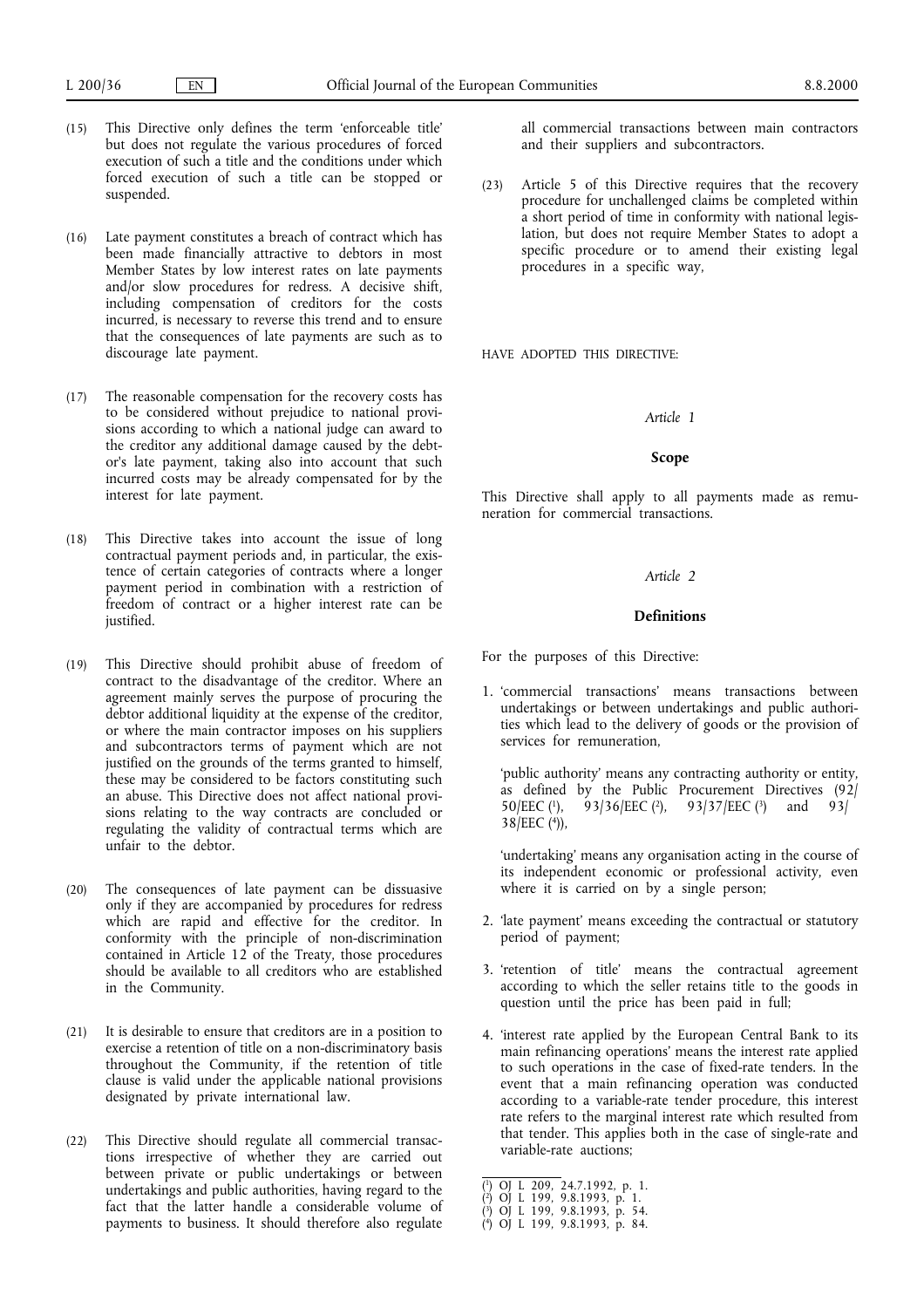(15) This Directive only defines the term 'enforceable title' but does not regulate the various procedures of forced execution of such a title and the conditions under which forced execution of such a title can be stopped or suspended.

(16) Late payment constitutes a breach of contract which has been made financially attractive to debtors in most Member States by low interest rates on late payments and/or slow procedures for redress. A decisive shift, including compensation of creditors for the costs incurred, is necessary to reverse this trend and to ensure that the consequences of late payments are such as to discourage late payment.

(17) The reasonable compensation for the recovery costs has to be considered without prejudice to national provisions according to which a national judge can award to the creditor any additional damage caused by the debtor's late payment, taking also into account that such incurred costs may be already compensated for by the interest for late payment.

(18) This Directive takes into account the issue of long contractual payment periods and, in particular, the existence of certain categories of contracts where a longer payment period in combination with a restriction of freedom of contract or a higher interest rate can be justified.

(19) This Directive should prohibit abuse of freedom of contract to the disadvantage of the creditor. Where an agreement mainly serves the purpose of procuring the debtor additional liquidity at the expense of the creditor, or where the main contractor imposes on his suppliers and subcontractors terms of payment which are not justified on the grounds of the terms granted to himself, these may be considered to be factors constituting such an abuse. This Directive does not affect national provisions relating to the way contracts are concluded or regulating the validity of contractual terms which are unfair to the debtor.

(20) The consequences of late payment can be dissuasive only if they are accompanied by procedures for redress which are rapid and effective for the creditor. In conformity with the principle of non-discrimination contained in Article 12 of the Treaty, those procedures should be available to all creditors who are established in the Community.

(21) It is desirable to ensure that creditors are in a position to exercise a retention of title on a non-discriminatory basis throughout the Community, if the retention of title clause is valid under the applicable national provisions designated by private international law.

(22) This Directive should regulate all commercial transactions irrespective of whether they are carried out between private or public undertakings or between undertakings and public authorities, having regard to the fact that the latter handle a considerable volume of payments to business. It should therefore also regulate all commercial transactions between main contractors and their suppliers and subcontractors.

(23) Article 5 of this Directive requires that the recovery procedure for unchallenged claims be completed within a short period of time in conformity with national legislation, but does not require Member States to adopt a specific procedure or to amend their existing legal procedures in a specific way,

HAVE ADOPTED THIS DIRECTIVE:

*Article 1*

**Scope**

This Directive shall apply to all payments made as remuneration for commercial transactions.

*Article 2*

**Definitions**

For the purposes of this Directive:

1. 'commercial transactions' means transactions between undertakings or between undertakings and public authorities which lead to the delivery of goods or the provision of services for remuneration,

   'public authority' means any contracting authority or entity, as defined by the Public Procurement Directives (92/50/EEC [1]), 93/36/EEC [2]), 93/37/EEC [3]) and 93/38/EEC [4])),

   'undertaking' means any organisation acting in the course of its independent economic or professional activity, even where it is carried on by a single person;

2. 'late payment' means exceeding the contractual or statutory period of payment;

3. 'retention of title' means the contractual agreement according to which the seller retains title to the goods in question until the price has been paid in full;

4. 'interest rate applied by the European Central Bank to its main refinancing operations' means the interest rate applied to such operations in the case of fixed-rate tenders. In the event that a main refinancing operation was conducted according to a variable-rate tender procedure, this interest rate refers to the marginal interest rate which resulted from that tender. This applies both in the case of single-rate and variable-rate auctions;

---

[1] OJ L 209, 24.7.1992, p. 1.
[2] OJ L 199, 9.8.1993, p. 1.
[3] OJ L 199, 9.8.1993, p. 54.
[4] OJ L 199, 9.8.1993, p. 84.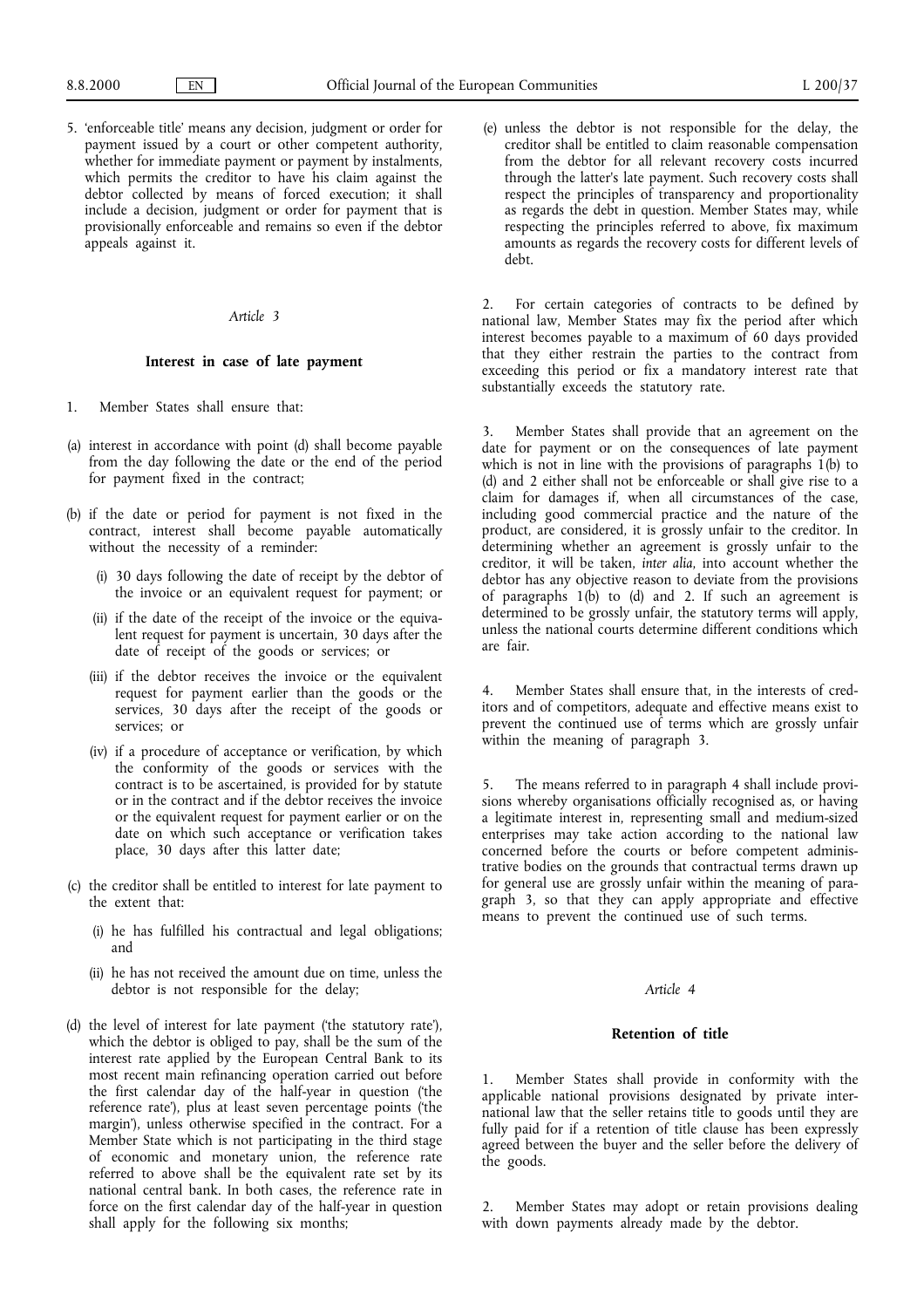5. 'enforceable title' means any decision, judgment or order for payment issued by a court or other competent authority, whether for immediate payment or payment by instalments, which permits the creditor to have his claim against the debtor collected by means of forced execution; it shall include a decision, judgment or order for payment that is provisionally enforceable and remains so even if the debtor appeals against it.

*Article 3*

**Interest in case of late payment**

1. Member States shall ensure that:

(a) interest in accordance with point (d) shall become payable from the day following the date or the end of the period for payment fixed in the contract;

(b) if the date or period for payment is not fixed in the contract, interest shall become payable automatically without the necessity of a reminder:

   (i) 30 days following the date of receipt by the debtor of the invoice or an equivalent request for payment; or

   (ii) if the date of the receipt of the invoice or the equivalent request for payment is uncertain, 30 days after the date of receipt of the goods or services; or

   (iii) if the debtor receives the invoice or the equivalent request for payment earlier than the goods or the services, 30 days after the receipt of the goods or services; or

   (iv) if a procedure of acceptance or verification, by which the conformity of the goods or services with the contract is to be ascertained, is provided for by statute or in the contract and if the debtor receives the invoice or the equivalent request for payment earlier or on the date on which such acceptance or verification takes place, 30 days after this latter date;

(c) the creditor shall be entitled to interest for late payment to the extent that:

   (i) he has fulfilled his contractual and legal obligations; and

   (ii) he has not received the amount due on time, unless the debtor is not responsible for the delay;

(d) the level of interest for late payment ('the statutory rate'), which the debtor is obliged to pay, shall be the sum of the interest rate applied by the European Central Bank to its most recent main refinancing operation carried out before the first calendar day of the half-year in question ('the reference rate'), plus at least seven percentage points ('the margin'), unless otherwise specified in the contract. For a Member State which is not participating in the third stage of economic and monetary union, the reference rate referred to above shall be the equivalent rate set by its national central bank. In both cases, the reference rate in force on the first calendar day of the half-year in question shall apply for the following six months;

(e) unless the debtor is not responsible for the delay, the creditor shall be entitled to claim reasonable compensation from the debtor for all relevant recovery costs incurred through the latter's late payment. Such recovery costs shall respect the principles of transparency and proportionality as regards the debt in question. Member States may, while respecting the principles referred to above, fix maximum amounts as regards the recovery costs for different levels of debt.

2. For certain categories of contracts to be defined by national law, Member States may fix the period after which interest becomes payable to a maximum of 60 days provided that they either restrain the parties to the contract from exceeding this period or fix a mandatory interest rate that substantially exceeds the statutory rate.

3. Member States shall provide that an agreement on the date for payment or on the consequences of late payment which is not in line with the provisions of paragraphs 1(b) to (d) and 2 either shall not be enforceable or shall give rise to a claim for damages if, when all circumstances of the case, including good commercial practice and the nature of the product, are considered, it is grossly unfair to the creditor. In determining whether an agreement is grossly unfair to the creditor, it will be taken, *inter alia*, into account whether the debtor has any objective reason to deviate from the provisions of paragraphs 1(b) to (d) and 2. If such an agreement is determined to be grossly unfair, the statutory terms will apply, unless the national courts determine different conditions which are fair.

4. Member States shall ensure that, in the interests of creditors and of competitors, adequate and effective means exist to prevent the continued use of terms which are grossly unfair within the meaning of paragraph 3.

5. The means referred to in paragraph 4 shall include provisions whereby organisations officially recognised as, or having a legitimate interest in, representing small and medium-sized enterprises may take action according to the national law concerned before the courts or before competent administrative bodies on the grounds that contractual terms drawn up for general use are grossly unfair within the meaning of paragraph 3, so that they can apply appropriate and effective means to prevent the continued use of such terms.

*Article 4*

**Retention of title**

1. Member States shall provide in conformity with the applicable national provisions designated by private international law that the seller retains title to goods until they are fully paid for if a retention of title clause has been expressly agreed between the buyer and the seller before the delivery of the goods.

2. Member States may adopt or retain provisions dealing with down payments already made by the debtor.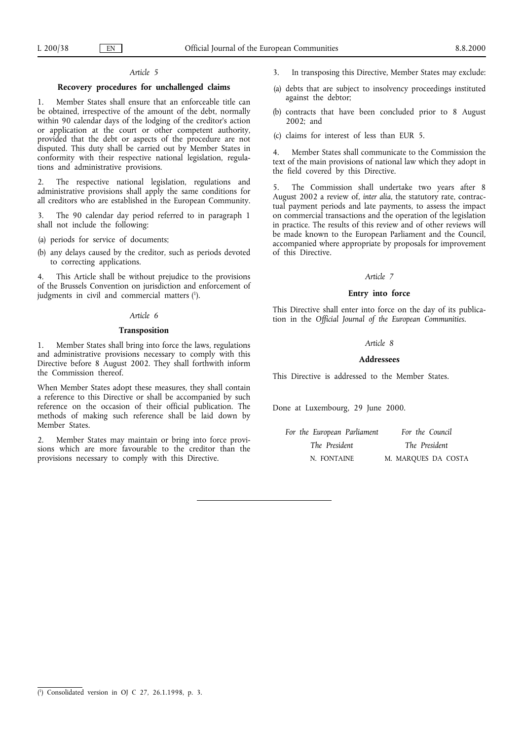*Article 5*

**Recovery procedures for unchallenged claims**

1. Member States shall ensure that an enforceable title can be obtained, irrespective of the amount of the debt, normally within 90 calendar days of the lodging of the creditor's action or application at the court or other competent authority, provided that the debt or aspects of the procedure are not disputed. This duty shall be carried out by Member States in conformity with their respective national legislation, regulations and administrative provisions.

2. The respective national legislation, regulations and administrative provisions shall apply the same conditions for all creditors who are established in the European Community.

3. The 90 calendar day period referred to in paragraph 1 shall not include the following:

(a) periods for service of documents;

(b) any delays caused by the creditor, such as periods devoted to correcting applications.

4. This Article shall be without prejudice to the provisions of the Brussels Convention on jurisdiction and enforcement of judgments in civil and commercial matters [1].

*Article 6*

**Transposition**

1. Member States shall bring into force the laws, regulations and administrative provisions necessary to comply with this Directive before 8 August 2002. They shall forthwith inform the Commission thereof.

When Member States adopt these measures, they shall contain a reference to this Directive or shall be accompanied by such reference on the occasion of their official publication. The methods of making such reference shall be laid down by Member States.

2. Member States may maintain or bring into force provisions which are more favourable to the creditor than the provisions necessary to comply with this Directive.

3. In transposing this Directive, Member States may exclude:

(a) debts that are subject to insolvency proceedings instituted against the debtor;

(b) contracts that have been concluded prior to 8 August 2002; and

(c) claims for interest of less than EUR 5.

4. Member States shall communicate to the Commission the text of the main provisions of national law which they adopt in the field covered by this Directive.

5. The Commission shall undertake two years after 8 August 2002 a review of, *inter alia*, the statutory rate, contractual payment periods and late payments, to assess the impact on commercial transactions and the operation of the legislation in practice. The results of this review and of other reviews will be made known to the European Parliament and the Council, accompanied where appropriate by proposals for improvement of this Directive.

*Article 7*

**Entry into force**

This Directive shall enter into force on the day of its publication in the *Official Journal of the European Communities*.

*Article 8*

**Addressees**

This Directive is addressed to the Member States.

Done at Luxembourg, 29 June 2000.

| *For the European Parliament* | *For the Council* |
| --- | --- |
| *The President* | *The President* |
| N. FONTAINE | M. MARQUES DA COSTA |

[1] Consolidated version in OJ C 27, 26.1.1998, p. 3.